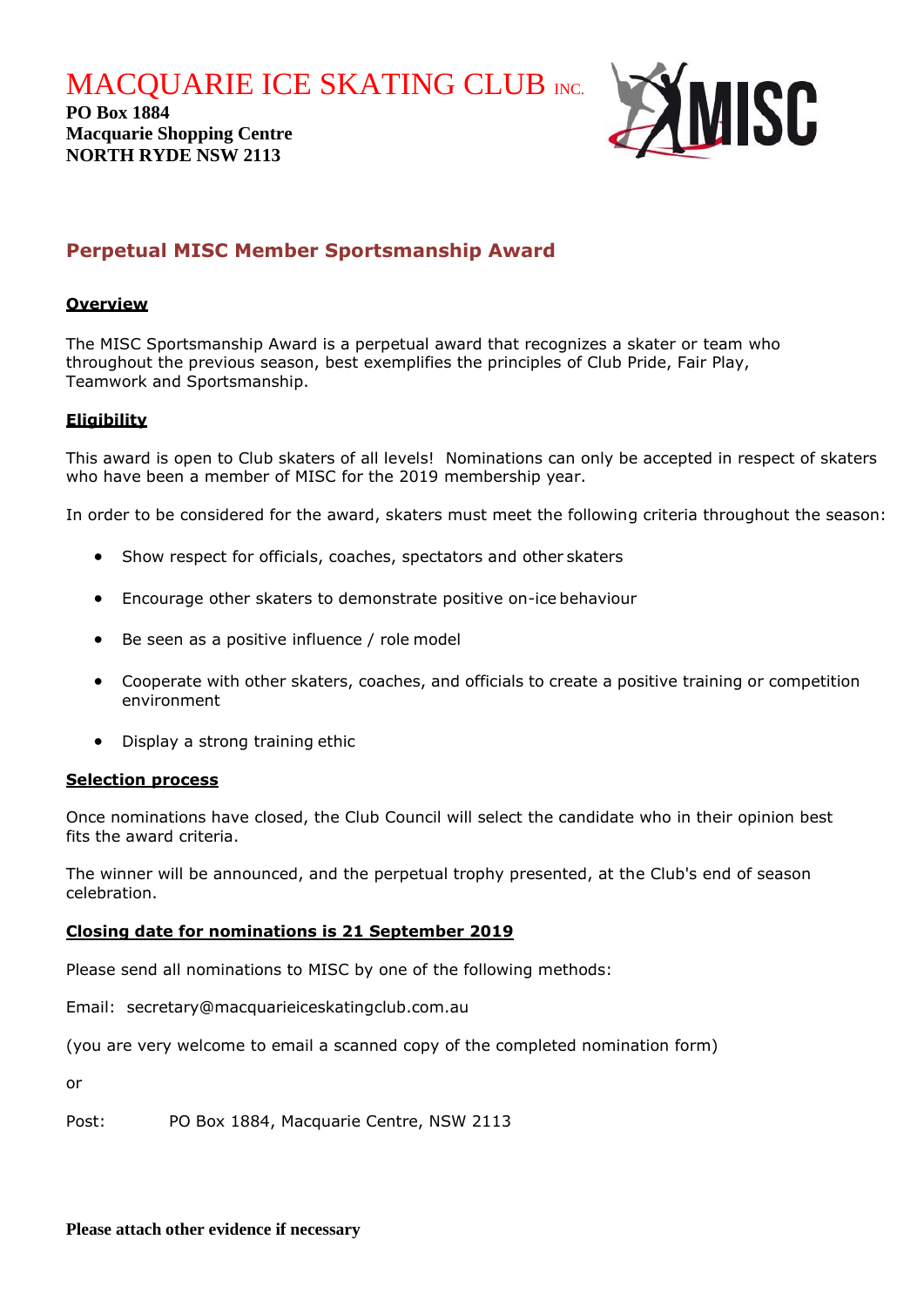# MACQUARIE ICE SKATING CLUB INC.

**PO Box 1884**
**Macquarie Shopping Centre**
**NORTH RYDE NSW 2113**

## Perpetual MISC Member Sportsmanship Award

### Overview

The MISC Sportsmanship Award is a perpetual award that recognizes a skater or team who throughout the previous season, best exemplifies the principles of Club Pride, Fair Play, Teamwork and Sportsmanship.

### Eligibility

This award is open to Club skaters of all levels! Nominations can only be accepted in respect of skaters who have been a member of MISC for the 2019 membership year.

In order to be considered for the award, skaters must meet the following criteria throughout the season:

- Show respect for officials, coaches, spectators and other skaters
- Encourage other skaters to demonstrate positive on-ice behaviour
- Be seen as a positive influence / role model
- Cooperate with other skaters, coaches, and officials to create a positive training or competition environment
- Display a strong training ethic

### Selection process

Once nominations have closed, the Club Council will select the candidate who in their opinion best fits the award criteria.

The winner will be announced, and the perpetual trophy presented, at the Club's end of season celebration.

### Closing date for nominations is 21 September 2019

Please send all nominations to MISC by one of the following methods:

Email: secretary@macquarieiceskatingclub.com.au

(you are very welcome to email a scanned copy of the completed nomination form)

or

Post: PO Box 1884, Macquarie Centre, NSW 2113

**Please attach other evidence if necessary**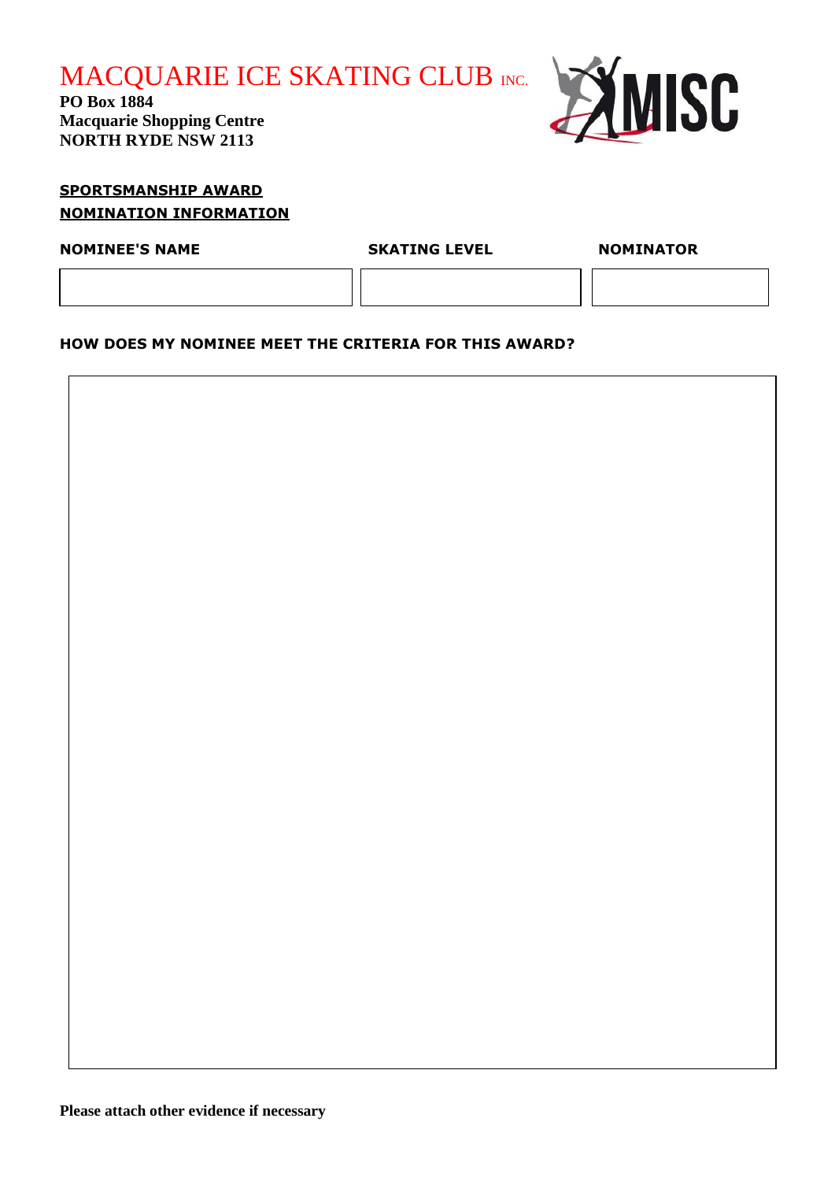# MACQUARIE ICE SKATING CLUB INC.

**PO Box 1884**
**Macquarie Shopping Centre**
**NORTH RYDE NSW 2113**

MISC

## SPORTSMANSHIP AWARD
## NOMINATION INFORMATION

| NOMINEE'S NAME | SKATING LEVEL | NOMINATOR |
| --- | --- | --- |
| | | |

**HOW DOES MY NOMINEE MEET THE CRITERIA FOR THIS AWARD?**

**Please attach other evidence if necessary**